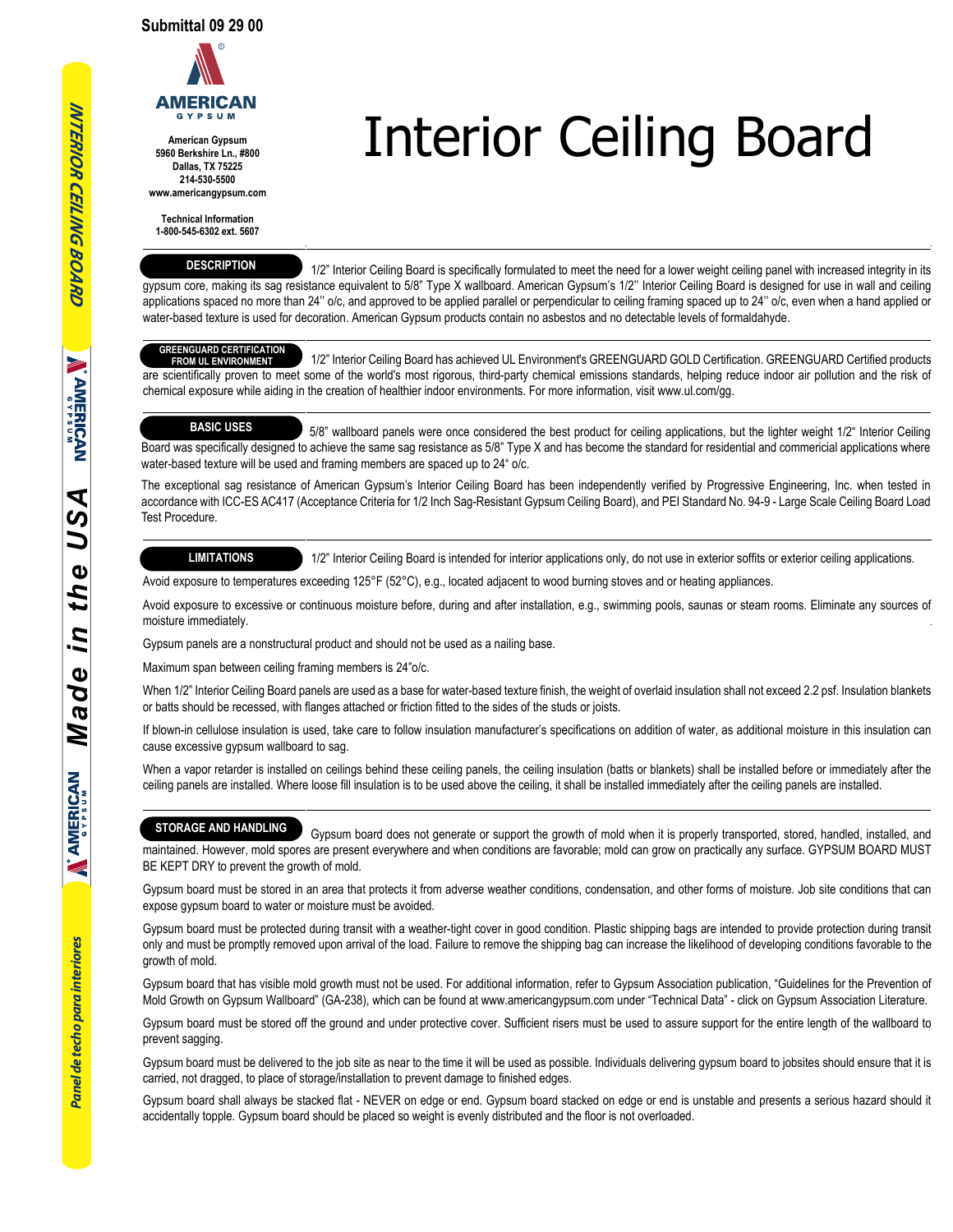Submittal 09 29 00

AMERICAN GYPSUM

**American Gypsum**
**5960 Berkshire Ln., #800**
**Dallas, TX 75225**
**214-530-5500**
**www.americangypsum.com**

**Technical Information**
**1-800-545-6302 ext. 5607**

# Interior Ceiling Board

## DESCRIPTION

1/2" Interior Ceiling Board is specifically formulated to meet the need for a lower weight ceiling panel with increased integrity in its gypsum core, making its sag resistance equivalent to 5/8" Type X wallboard. American Gypsum's 1/2" Interior Ceiling Board is designed for use in wall and ceiling applications spaced no more than 24" o/c, and approved to be applied parallel or perpendicular to ceiling framing spaced up to 24" o/c, even when a hand applied or water-based texture is used for decoration. American Gypsum products contain no asbestos and no detectable levels of formaldahyde.

## GREENGUARD CERTIFICATION FROM UL ENVIRONMENT

1/2" Interior Ceiling Board has achieved UL Environment's GREENGUARD GOLD Certification. GREENGUARD Certified products are scientifically proven to meet some of the world's most rigorous, third-party chemical emissions standards, helping reduce indoor air pollution and the risk of chemical exposure while aiding in the creation of healthier indoor environments. For more information, visit www.ul.com/gg.

## BASIC USES

5/8" wallboard panels were once considered the best product for ceiling applications, but the lighter weight 1/2" Interior Ceiling Board was specifically designed to achieve the same sag resistance as 5/8" Type X and has become the standard for residential and commericial applications where water-based texture will be used and framing members are spaced up to 24" o/c.

The exceptional sag resistance of American Gypsum's Interior Ceiling Board has been independently verified by Progressive Engineering, Inc. when tested in accordance with ICC-ES AC417 (Acceptance Criteria for 1/2 Inch Sag-Resistant Gypsum Ceiling Board), and PEI Standard No. 94-9 - Large Scale Ceiling Board Load Test Procedure.

## LIMITATIONS

1/2" Interior Ceiling Board is intended for interior applications only, do not use in exterior soffits or exterior ceiling applications.

Avoid exposure to temperatures exceeding 125°F (52°C), e.g., located adjacent to wood burning stoves and or heating appliances.

Avoid exposure to excessive or continuous moisture before, during and after installation, e.g., swimming pools, saunas or steam rooms. Eliminate any sources of moisture immediately.

Gypsum panels are a nonstructural product and should not be used as a nailing base.

Maximum span between ceiling framing members is 24"o/c.

When 1/2" Interior Ceiling Board panels are used as a base for water-based texture finish, the weight of overlaid insulation shall not exceed 2.2 psf. Insulation blankets or batts should be recessed, with flanges attached or friction fitted to the sides of the studs or joists.

If blown-in cellulose insulation is used, take care to follow insulation manufacturer's specifications on addition of water, as additional moisture in this insulation can cause excessive gypsum wallboard to sag.

When a vapor retarder is installed on ceilings behind these ceiling panels, the ceiling insulation (batts or blankets) shall be installed before or immediately after the ceiling panels are installed. Where loose fill insulation is to be used above the ceiling, it shall be installed immediately after the ceiling panels are installed.

## STORAGE AND HANDLING

Gypsum board does not generate or support the growth of mold when it is properly transported, stored, handled, installed, and maintained. However, mold spores are present everywhere and when conditions are favorable; mold can grow on practically any surface. GYPSUM BOARD MUST BE KEPT DRY to prevent the growth of mold.

Gypsum board must be stored in an area that protects it from adverse weather conditions, condensation, and other forms of moisture. Job site conditions that can expose gypsum board to water or moisture must be avoided.

Gypsum board must be protected during transit with a weather-tight cover in good condition. Plastic shipping bags are intended to provide protection during transit only and must be promptly removed upon arrival of the load. Failure to remove the shipping bag can increase the likelihood of developing conditions favorable to the growth of mold.

Gypsum board that has visible mold growth must not be used. For additional information, refer to Gypsum Association publication, "Guidelines for the Prevention of Mold Growth on Gypsum Wallboard" (GA-238), which can be found at www.americangypsum.com under "Technical Data" - click on Gypsum Association Literature.

Gypsum board must be stored off the ground and under protective cover. Sufficient risers must be used to assure support for the entire length of the wallboard to prevent sagging.

Gypsum board must be delivered to the job site as near to the time it will be used as possible. Individuals delivering gypsum board to jobsites should ensure that it is carried, not dragged, to place of storage/installation to prevent damage to finished edges.

Gypsum board shall always be stacked flat - NEVER on edge or end. Gypsum board stacked on edge or end is unstable and presents a serious hazard should it accidentally topple. Gypsum board should be placed so weight is evenly distributed and the floor is not overloaded.

*INTERIOR CEILING BOARD* — AMERICAN GYPSUM — *Made in the USA* — AMERICAN GYPSUM — *Panel de techo para interiores*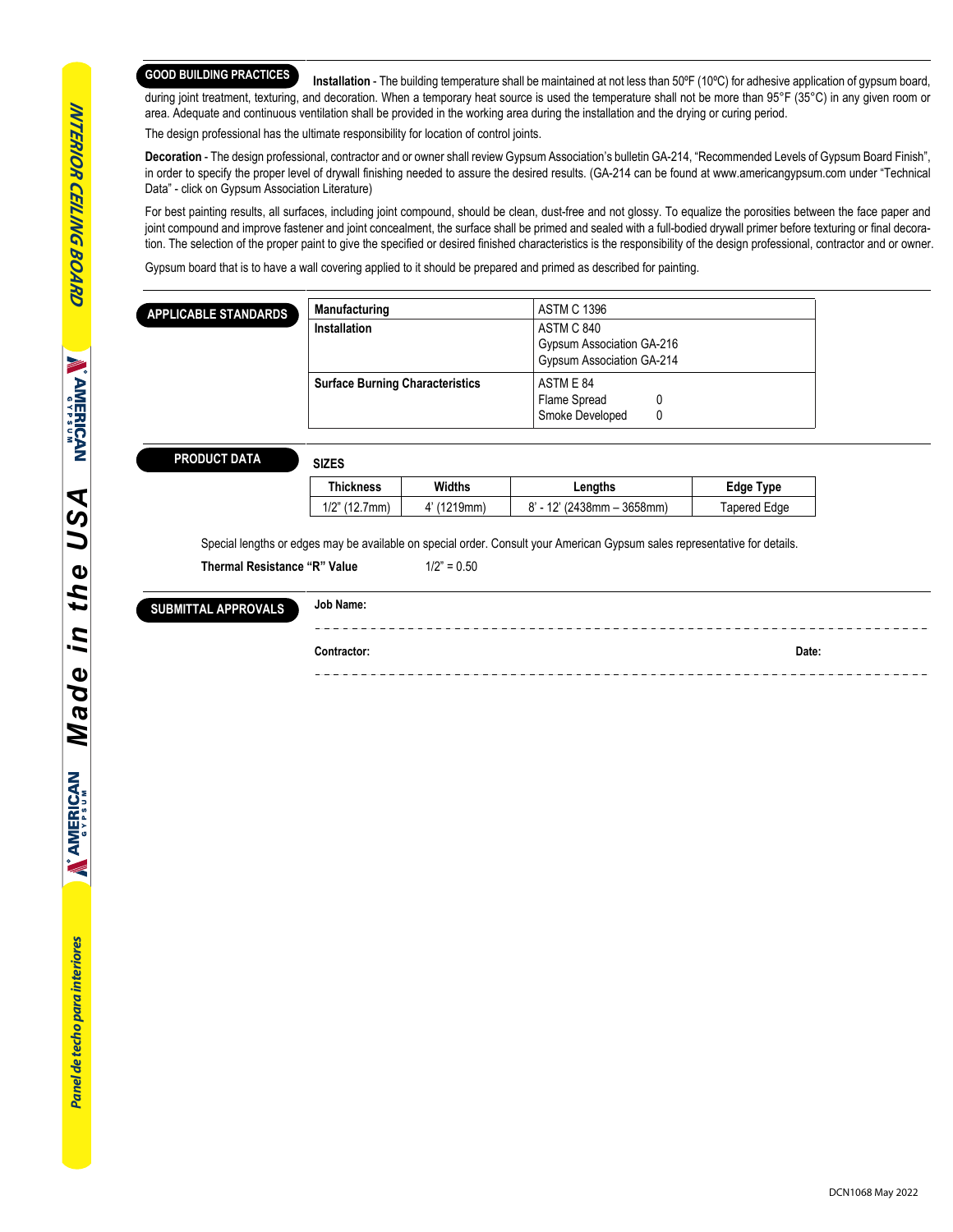## GOOD BUILDING PRACTICES

**Installation** - The building temperature shall be maintained at not less than 50ºF (10ºC) for adhesive application of gypsum board, during joint treatment, texturing, and decoration. When a temporary heat source is used the temperature shall not be more than 95°F (35°C) in any given room or area. Adequate and continuous ventilation shall be provided in the working area during the installation and the drying or curing period.

The design professional has the ultimate responsibility for location of control joints.

**Decoration** - The design professional, contractor and or owner shall review Gypsum Association's bulletin GA-214, "Recommended Levels of Gypsum Board Finish", in order to specify the proper level of drywall finishing needed to assure the desired results. (GA-214 can be found at www.americangypsum.com under "Technical Data" - click on Gypsum Association Literature)

For best painting results, all surfaces, including joint compound, should be clean, dust-free and not glossy. To equalize the porosities between the face paper and joint compound and improve fastener and joint concealment, the surface shall be primed and sealed with a full-bodied drywall primer before texturing or final decoration. The selection of the proper paint to give the specified or desired finished characteristics is the responsibility of the design professional, contractor and or owner.

Gypsum board that is to have a wall covering applied to it should be prepared and primed as described for painting.

## APPLICABLE STANDARDS

| | |
|---|---|
| **Manufacturing** | ASTM C 1396 |
| **Installation** | ASTM C 840<br>Gypsum Association GA-216<br>Gypsum Association GA-214 |
| **Surface Burning Characteristics** | ASTM E 84<br>Flame Spread 0<br>Smoke Developed 0 |

## PRODUCT DATA

**SIZES**

| Thickness | Widths | Lengths | Edge Type |
|---|---|---|---|
| 1/2" (12.7mm) | 4' (1219mm) | 8' - 12' (2438mm – 3658mm) | Tapered Edge |

Special lengths or edges may be available on special order. Consult your American Gypsum sales representative for details.

**Thermal Resistance "R" Value** 1/2" = 0.50

## SUBMITTAL APPROVALS

**Job Name:**

**Contractor:** **Date:**

DCN1068 May 2022